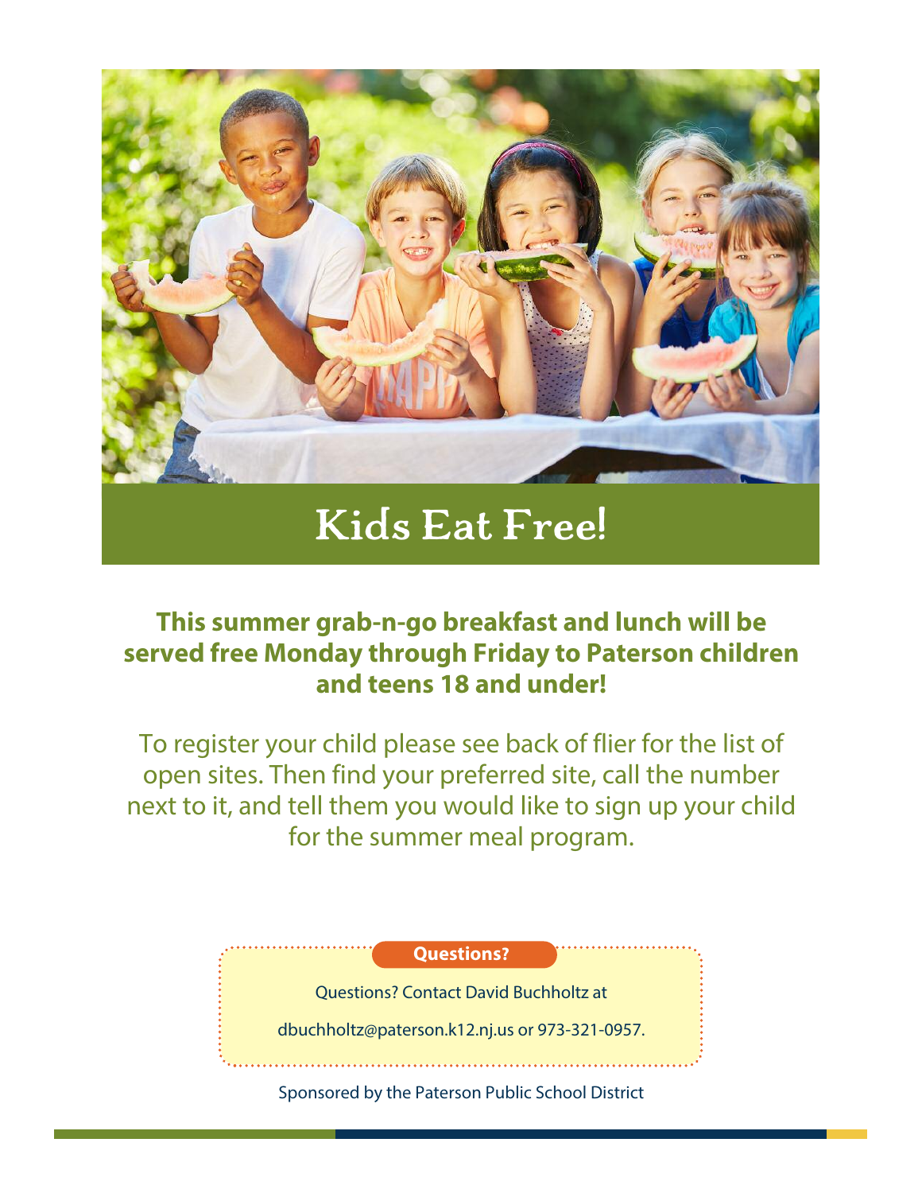# Kids Eat Free!

**This summer grab-n-go breakfast and lunch will be served free Monday through Friday to Paterson children and teens 18 and under!**

To register your child please see back of flier for the list of open sites. Then find your preferred site, call the number next to it, and tell them you would like to sign up your child for the summer meal program.

**Questions?**

Questions? Contact David Buchholtz at

dbuchholtz@paterson.k12.nj.us or 973-321-0957.

Sponsored by the Paterson Public School District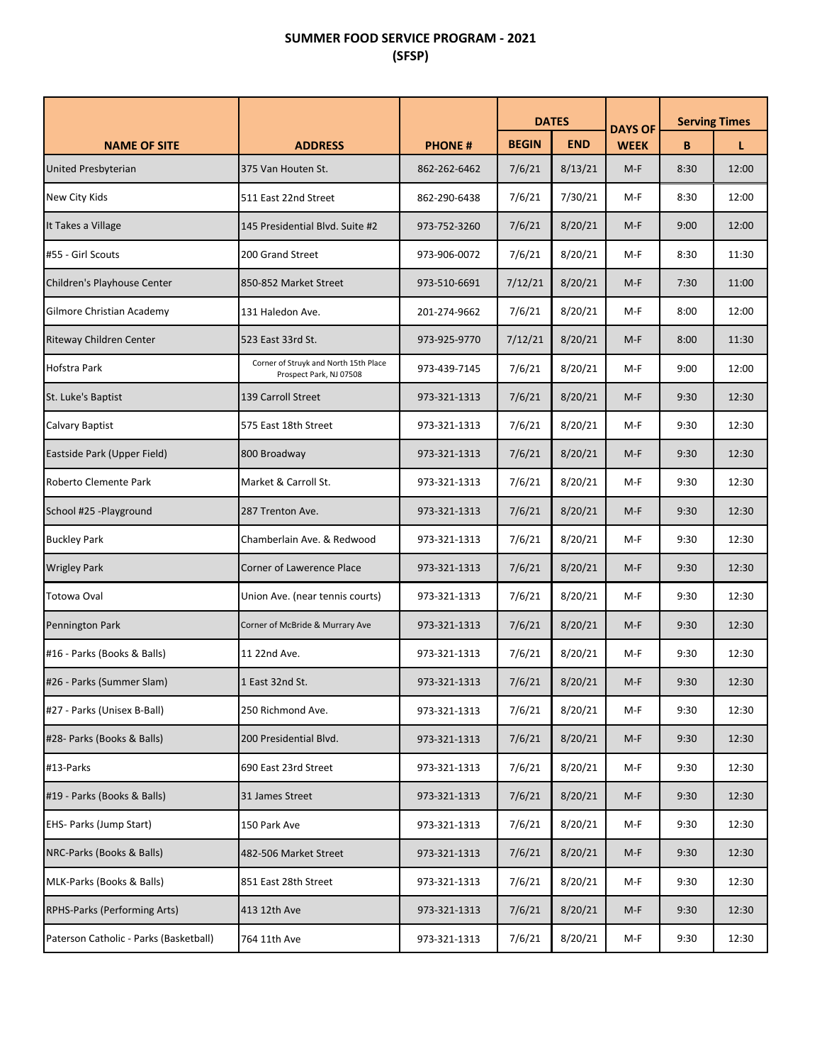# SUMMER FOOD SERVICE PROGRAM - 2021
# (SFSP)

| NAME OF SITE | ADDRESS | PHONE # | DATES | | DAYS OF WEEK | Serving Times | |
|---|---|---|---|---|---|---|---|
| | | | BEGIN | END | | B | L |
| United Presbyterian | 375 Van Houten St. | 862-262-6462 | 7/6/21 | 8/13/21 | M-F | 8:30 | 12:00 |
| New City Kids | 511 East 22nd Street | 862-290-6438 | 7/6/21 | 7/30/21 | M-F | 8:30 | 12:00 |
| It Takes a Village | 145 Presidential Blvd. Suite #2 | 973-752-3260 | 7/6/21 | 8/20/21 | M-F | 9:00 | 12:00 |
| #55 - Girl Scouts | 200 Grand Street | 973-906-0072 | 7/6/21 | 8/20/21 | M-F | 8:30 | 11:30 |
| Children's Playhouse Center | 850-852 Market Street | 973-510-6691 | 7/12/21 | 8/20/21 | M-F | 7:30 | 11:00 |
| Gilmore Christian Academy | 131 Haledon Ave. | 201-274-9662 | 7/6/21 | 8/20/21 | M-F | 8:00 | 12:00 |
| Riteway Children Center | 523 East 33rd St. | 973-925-9770 | 7/12/21 | 8/20/21 | M-F | 8:00 | 11:30 |
| Hofstra Park | Corner of Struyk and North 15th Place Prospect Park, NJ 07508 | 973-439-7145 | 7/6/21 | 8/20/21 | M-F | 9:00 | 12:00 |
| St. Luke's Baptist | 139 Carroll Street | 973-321-1313 | 7/6/21 | 8/20/21 | M-F | 9:30 | 12:30 |
| Calvary Baptist | 575 East 18th Street | 973-321-1313 | 7/6/21 | 8/20/21 | M-F | 9:30 | 12:30 |
| Eastside Park (Upper Field) | 800 Broadway | 973-321-1313 | 7/6/21 | 8/20/21 | M-F | 9:30 | 12:30 |
| Roberto Clemente Park | Market & Carroll St. | 973-321-1313 | 7/6/21 | 8/20/21 | M-F | 9:30 | 12:30 |
| School #25 -Playground | 287 Trenton Ave. | 973-321-1313 | 7/6/21 | 8/20/21 | M-F | 9:30 | 12:30 |
| Buckley Park | Chamberlain Ave. & Redwood | 973-321-1313 | 7/6/21 | 8/20/21 | M-F | 9:30 | 12:30 |
| Wrigley Park | Corner of Lawerence Place | 973-321-1313 | 7/6/21 | 8/20/21 | M-F | 9:30 | 12:30 |
| Totowa Oval | Union Ave. (near tennis courts) | 973-321-1313 | 7/6/21 | 8/20/21 | M-F | 9:30 | 12:30 |
| Pennington Park | Corner of McBride & Murrary Ave | 973-321-1313 | 7/6/21 | 8/20/21 | M-F | 9:30 | 12:30 |
| #16 - Parks (Books & Balls) | 11 22nd Ave. | 973-321-1313 | 7/6/21 | 8/20/21 | M-F | 9:30 | 12:30 |
| #26 - Parks (Summer Slam) | 1 East 32nd St. | 973-321-1313 | 7/6/21 | 8/20/21 | M-F | 9:30 | 12:30 |
| #27 - Parks (Unisex B-Ball) | 250 Richmond Ave. | 973-321-1313 | 7/6/21 | 8/20/21 | M-F | 9:30 | 12:30 |
| #28- Parks (Books & Balls) | 200 Presidential Blvd. | 973-321-1313 | 7/6/21 | 8/20/21 | M-F | 9:30 | 12:30 |
| #13-Parks | 690 East 23rd Street | 973-321-1313 | 7/6/21 | 8/20/21 | M-F | 9:30 | 12:30 |
| #19 - Parks (Books & Balls) | 31 James Street | 973-321-1313 | 7/6/21 | 8/20/21 | M-F | 9:30 | 12:30 |
| EHS- Parks (Jump Start) | 150 Park Ave | 973-321-1313 | 7/6/21 | 8/20/21 | M-F | 9:30 | 12:30 |
| NRC-Parks (Books & Balls) | 482-506 Market Street | 973-321-1313 | 7/6/21 | 8/20/21 | M-F | 9:30 | 12:30 |
| MLK-Parks (Books & Balls) | 851 East 28th Street | 973-321-1313 | 7/6/21 | 8/20/21 | M-F | 9:30 | 12:30 |
| RPHS-Parks (Performing Arts) | 413 12th Ave | 973-321-1313 | 7/6/21 | 8/20/21 | M-F | 9:30 | 12:30 |
| Paterson Catholic - Parks (Basketball) | 764 11th Ave | 973-321-1313 | 7/6/21 | 8/20/21 | M-F | 9:30 | 12:30 |